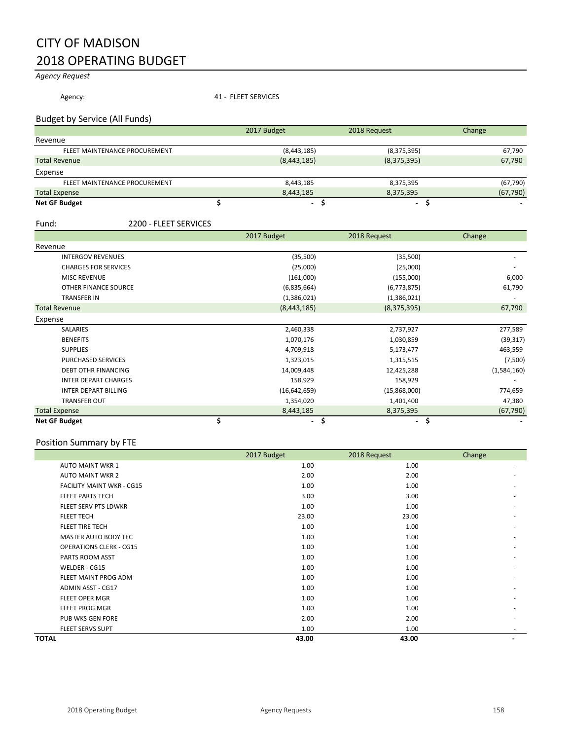# CITY OF MADISON
# 2018 OPERATING BUDGET

*Agency Request*

Agency: 41 - FLEET SERVICES

## Budget by Service (All Funds)

| | 2017 Budget | 2018 Request | Change |
|---|---|---|---|
| **Revenue** | | | |
| FLEET MAINTENANCE PROCUREMENT | (8,443,185) | (8,375,395) | 67,790 |
| Total Revenue | (8,443,185) | (8,375,395) | 67,790 |
| **Expense** | | | |
| FLEET MAINTENANCE PROCUREMENT | 8,443,185 | 8,375,395 | (67,790) |
| Total Expense | 8,443,185 | 8,375,395 | (67,790) |
| **Net GF Budget** | $ - | $ - | $ - |

Fund: 2200 - FLEET SERVICES

| | 2017 Budget | 2018 Request | Change |
|---|---|---|---|
| **Revenue** | | | |
| INTERGOV REVENUES | (35,500) | (35,500) | - |
| CHARGES FOR SERVICES | (25,000) | (25,000) | - |
| MISC REVENUE | (161,000) | (155,000) | 6,000 |
| OTHER FINANCE SOURCE | (6,835,664) | (6,773,875) | 61,790 |
| TRANSFER IN | (1,386,021) | (1,386,021) | - |
| Total Revenue | (8,443,185) | (8,375,395) | 67,790 |
| **Expense** | | | |
| SALARIES | 2,460,338 | 2,737,927 | 277,589 |
| BENEFITS | 1,070,176 | 1,030,859 | (39,317) |
| SUPPLIES | 4,709,918 | 5,173,477 | 463,559 |
| PURCHASED SERVICES | 1,323,015 | 1,315,515 | (7,500) |
| DEBT OTHR FINANCING | 14,009,448 | 12,425,288 | (1,584,160) |
| INTER DEPART CHARGES | 158,929 | 158,929 | - |
| INTER DEPART BILLING | (16,642,659) | (15,868,000) | 774,659 |
| TRANSFER OUT | 1,354,020 | 1,401,400 | 47,380 |
| Total Expense | 8,443,185 | 8,375,395 | (67,790) |
| **Net GF Budget** | $ - | $ - | $ - |

## Position Summary by FTE

| | 2017 Budget | 2018 Request | Change |
|---|---|---|---|
| AUTO MAINT WKR 1 | 1.00 | 1.00 | - |
| AUTO MAINT WKR 2 | 2.00 | 2.00 | - |
| FACILITY MAINT WKR - CG15 | 1.00 | 1.00 | - |
| FLEET PARTS TECH | 3.00 | 3.00 | - |
| FLEET SERV PTS LDWKR | 1.00 | 1.00 | - |
| FLEET TECH | 23.00 | 23.00 | - |
| FLEET TIRE TECH | 1.00 | 1.00 | - |
| MASTER AUTO BODY TEC | 1.00 | 1.00 | - |
| OPERATIONS CLERK - CG15 | 1.00 | 1.00 | - |
| PARTS ROOM ASST | 1.00 | 1.00 | - |
| WELDER - CG15 | 1.00 | 1.00 | - |
| FLEET MAINT PROG ADM | 1.00 | 1.00 | - |
| ADMIN ASST - CG17 | 1.00 | 1.00 | - |
| FLEET OPER MGR | 1.00 | 1.00 | - |
| FLEET PROG MGR | 1.00 | 1.00 | - |
| PUB WKS GEN FORE | 2.00 | 2.00 | - |
| FLEET SERVS SUPT | 1.00 | 1.00 | - |
| **TOTAL** | **43.00** | **43.00** | **-** |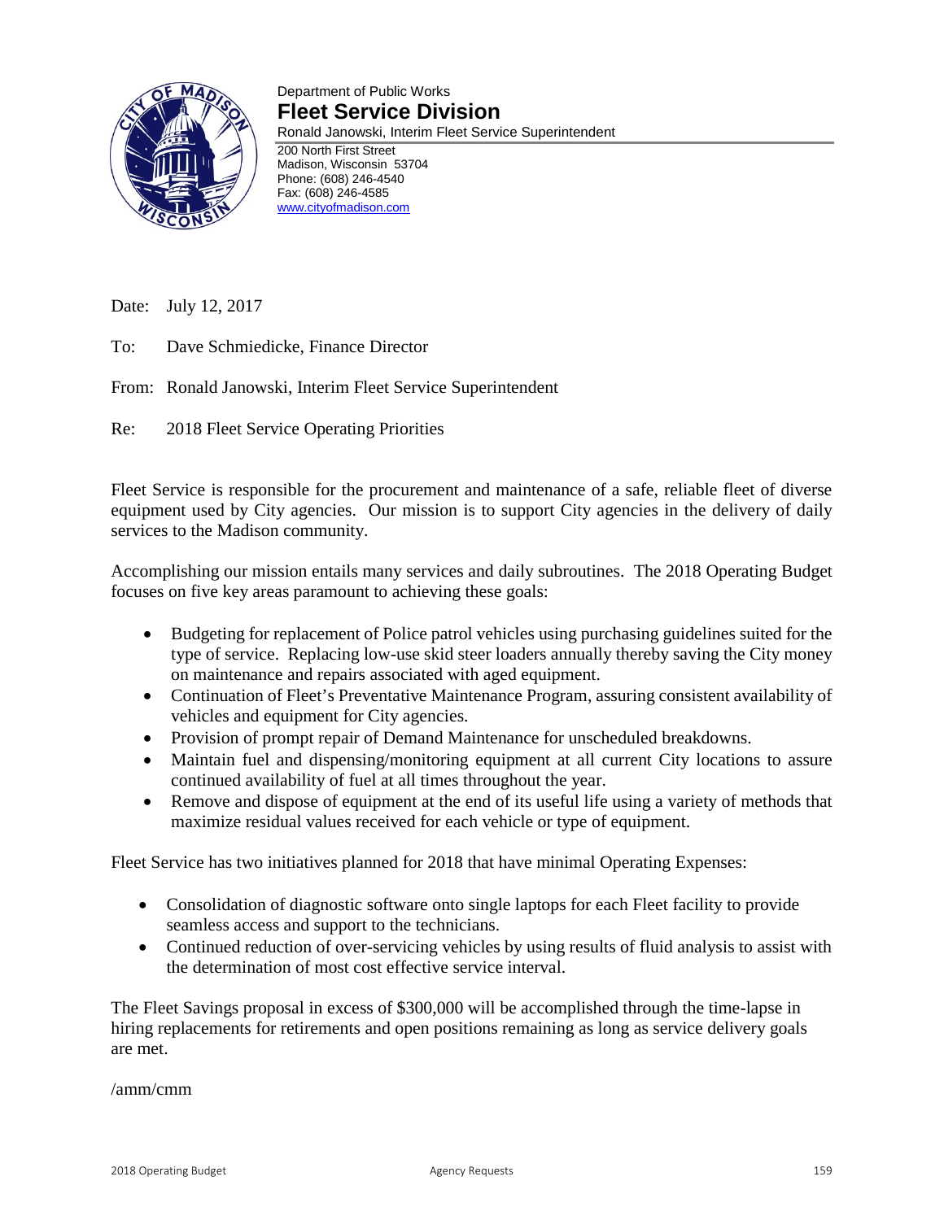Department of Public Works

# Fleet Service Division

Ronald Janowski, Interim Fleet Service Superintendent

200 North First Street
Madison, Wisconsin 53704
Phone: (608) 246-4540
Fax: (608) 246-4585
www.cityofmadison.com

Date: July 12, 2017

To: Dave Schmiedicke, Finance Director

From: Ronald Janowski, Interim Fleet Service Superintendent

Re: 2018 Fleet Service Operating Priorities

Fleet Service is responsible for the procurement and maintenance of a safe, reliable fleet of diverse equipment used by City agencies. Our mission is to support City agencies in the delivery of daily services to the Madison community.

Accomplishing our mission entails many services and daily subroutines. The 2018 Operating Budget focuses on five key areas paramount to achieving these goals:

- Budgeting for replacement of Police patrol vehicles using purchasing guidelines suited for the type of service. Replacing low-use skid steer loaders annually thereby saving the City money on maintenance and repairs associated with aged equipment.
- Continuation of Fleet's Preventative Maintenance Program, assuring consistent availability of vehicles and equipment for City agencies.
- Provision of prompt repair of Demand Maintenance for unscheduled breakdowns.
- Maintain fuel and dispensing/monitoring equipment at all current City locations to assure continued availability of fuel at all times throughout the year.
- Remove and dispose of equipment at the end of its useful life using a variety of methods that maximize residual values received for each vehicle or type of equipment.

Fleet Service has two initiatives planned for 2018 that have minimal Operating Expenses:

- Consolidation of diagnostic software onto single laptops for each Fleet facility to provide seamless access and support to the technicians.
- Continued reduction of over-servicing vehicles by using results of fluid analysis to assist with the determination of most cost effective service interval.

The Fleet Savings proposal in excess of $300,000 will be accomplished through the time-lapse in hiring replacements for retirements and open positions remaining as long as service delivery goals are met.

/amm/cmm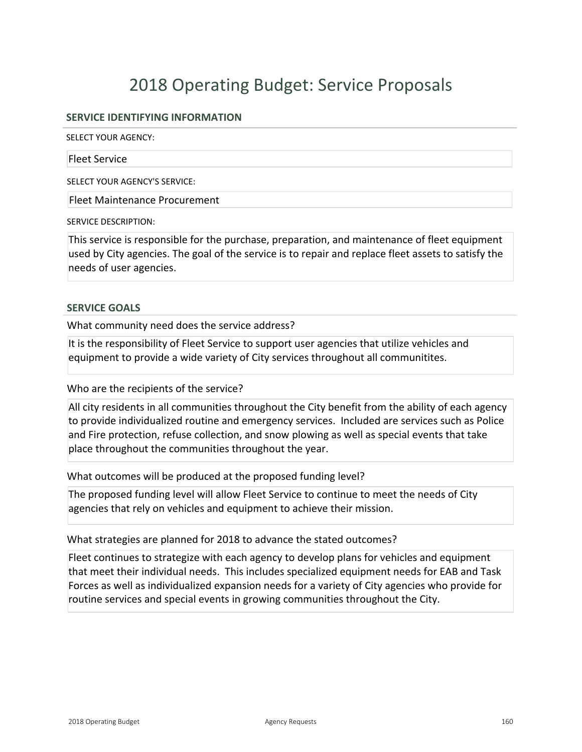# 2018 Operating Budget: Service Proposals

## SERVICE IDENTIFYING INFORMATION

SELECT YOUR AGENCY:

Fleet Service

SELECT YOUR AGENCY'S SERVICE:

Fleet Maintenance Procurement

SERVICE DESCRIPTION:

This service is responsible for the purchase, preparation, and maintenance of fleet equipment used by City agencies. The goal of the service is to repair and replace fleet assets to satisfy the needs of user agencies.

## SERVICE GOALS

What community need does the service address?

It is the responsibility of Fleet Service to support user agencies that utilize vehicles and equipment to provide a wide variety of City services throughout all communitites.

Who are the recipients of the service?

All city residents in all communities throughout the City benefit from the ability of each agency to provide individualized routine and emergency services. Included are services such as Police and Fire protection, refuse collection, and snow plowing as well as special events that take place throughout the communities throughout the year.

What outcomes will be produced at the proposed funding level?

The proposed funding level will allow Fleet Service to continue to meet the needs of City agencies that rely on vehicles and equipment to achieve their mission.

What strategies are planned for 2018 to advance the stated outcomes?

Fleet continues to strategize with each agency to develop plans for vehicles and equipment that meet their individual needs. This includes specialized equipment needs for EAB and Task Forces as well as individualized expansion needs for a variety of City agencies who provide for routine services and special events in growing communities throughout the City.